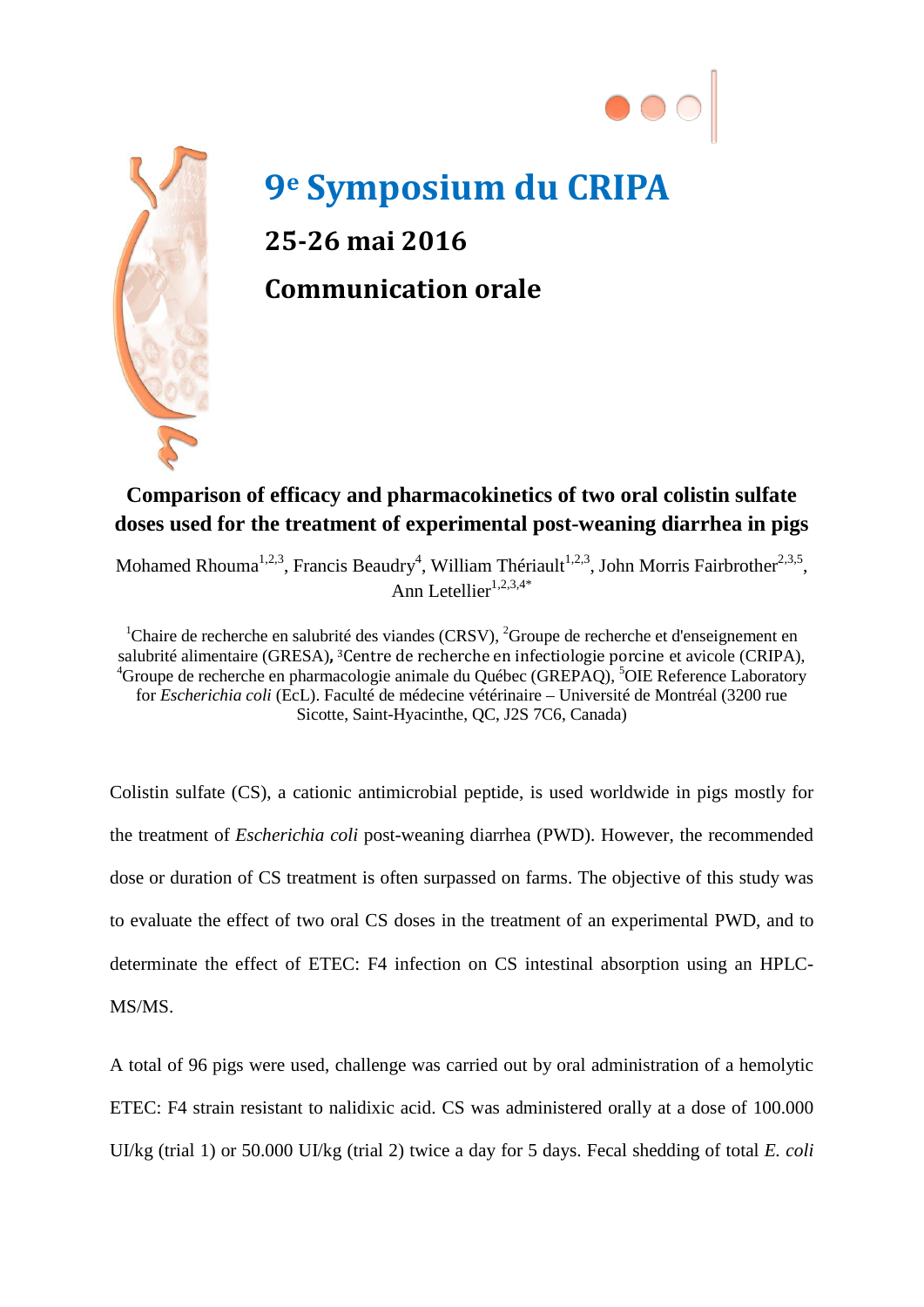# 9e Symposium du CRIPA

## 25-26 mai 2016

## Communication orale

**Comparison of efficacy and pharmacokinetics of two oral colistin sulfate doses used for the treatment of experimental post-weaning diarrhea in pigs**

Mohamed Rhouma[1,2,3], Francis Beaudry[4], William Thériault[1,2,3], John Morris Fairbrother[2,3,5], Ann Letellier[1,2,3,4*]

[1]Chaire de recherche en salubrité des viandes (CRSV), [2]Groupe de recherche et d'enseignement en salubrité alimentaire (GRESA), [3]Centre de recherche en infectiologie porcine et avicole (CRIPA), [4]Groupe de recherche en pharmacologie animale du Québec (GREPAQ), [5]OIE Reference Laboratory for *Escherichia coli* (EcL). Faculté de médecine vétérinaire – Université de Montréal (3200 rue Sicotte, Saint-Hyacinthe, QC, J2S 7C6, Canada)

Colistin sulfate (CS), a cationic antimicrobial peptide, is used worldwide in pigs mostly for the treatment of *Escherichia coli* post-weaning diarrhea (PWD). However, the recommended dose or duration of CS treatment is often surpassed on farms. The objective of this study was to evaluate the effect of two oral CS doses in the treatment of an experimental PWD, and to determinate the effect of ETEC: F4 infection on CS intestinal absorption using an HPLC-MS/MS.

A total of 96 pigs were used, challenge was carried out by oral administration of a hemolytic ETEC: F4 strain resistant to nalidixic acid. CS was administered orally at a dose of 100.000 UI/kg (trial 1) or 50.000 UI/kg (trial 2) twice a day for 5 days. Fecal shedding of total *E. coli*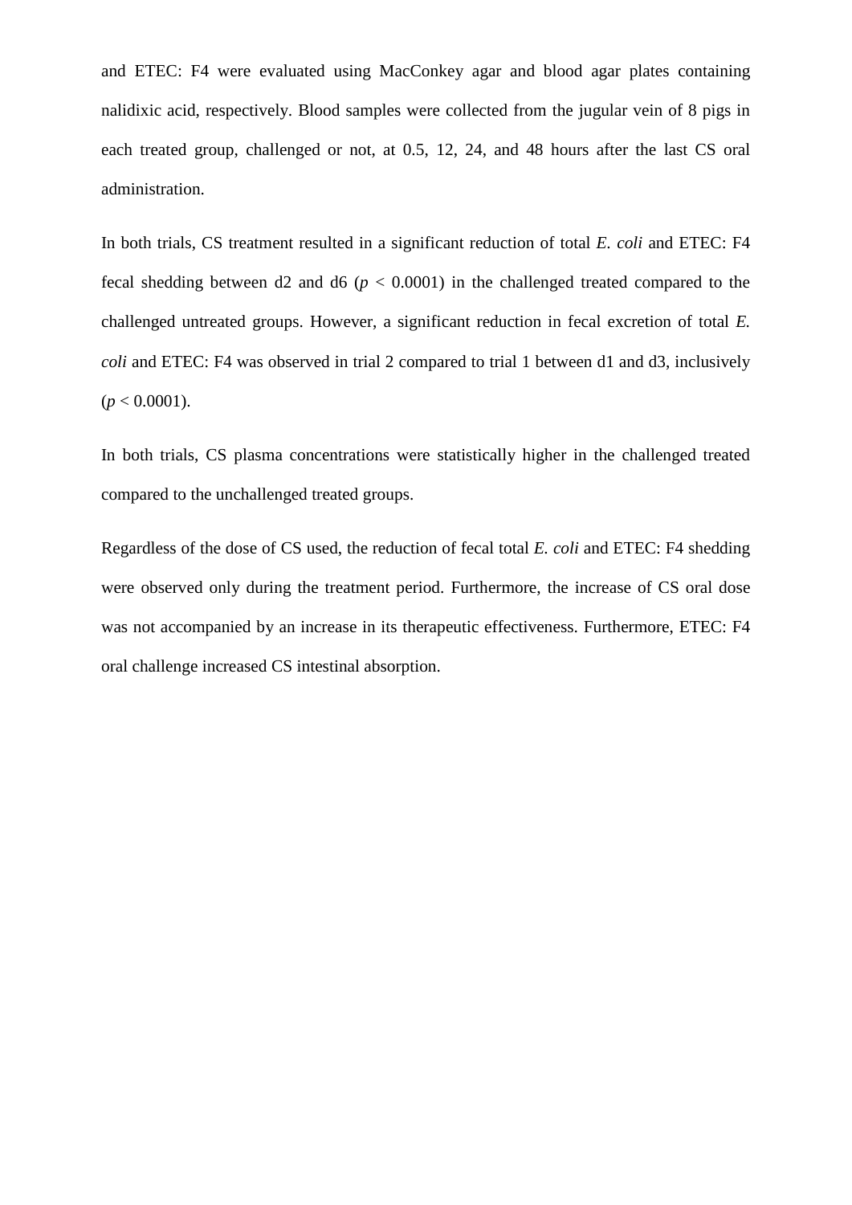and ETEC: F4 were evaluated using MacConkey agar and blood agar plates containing nalidixic acid, respectively. Blood samples were collected from the jugular vein of 8 pigs in each treated group, challenged or not, at 0.5, 12, 24, and 48 hours after the last CS oral administration.

In both trials, CS treatment resulted in a significant reduction of total *E. coli* and ETEC: F4 fecal shedding between d2 and d6 ($p < 0.0001$) in the challenged treated compared to the challenged untreated groups. However, a significant reduction in fecal excretion of total *E. coli* and ETEC: F4 was observed in trial 2 compared to trial 1 between d1 and d3, inclusively ($p < 0.0001$).

In both trials, CS plasma concentrations were statistically higher in the challenged treated compared to the unchallenged treated groups.

Regardless of the dose of CS used, the reduction of fecal total *E. coli* and ETEC: F4 shedding were observed only during the treatment period. Furthermore, the increase of CS oral dose was not accompanied by an increase in its therapeutic effectiveness. Furthermore, ETEC: F4 oral challenge increased CS intestinal absorption.